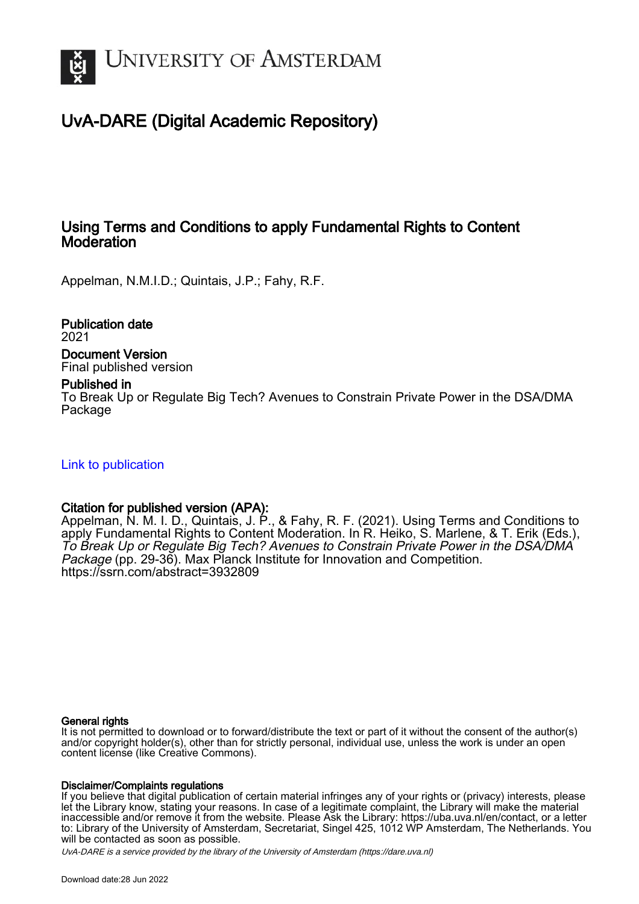# UNIVERSITY OF AMSTERDAM

## UvA-DARE (Digital Academic Repository)

### Using Terms and Conditions to apply Fundamental Rights to Content Moderation

Appelman, N.M.I.D.; Quintais, J.P.; Fahy, R.F.

**Publication date**
2021

**Document Version**
Final published version

**Published in**
To Break Up or Regulate Big Tech? Avenues to Constrain Private Power in the DSA/DMA Package

Link to publication

**Citation for published version (APA):**
Appelman, N. M. I. D., Quintais, J. P., & Fahy, R. F. (2021). Using Terms and Conditions to apply Fundamental Rights to Content Moderation. In R. Heiko, S. Marlene, & T. Erik (Eds.), *To Break Up or Regulate Big Tech? Avenues to Constrain Private Power in the DSA/DMA Package* (pp. 29-36). Max Planck Institute for Innovation and Competition. https://ssrn.com/abstract=3932809

**General rights**
It is not permitted to download or to forward/distribute the text or part of it without the consent of the author(s) and/or copyright holder(s), other than for strictly personal, individual use, unless the work is under an open content license (like Creative Commons).

**Disclaimer/Complaints regulations**
If you believe that digital publication of certain material infringes any of your rights or (privacy) interests, please let the Library know, stating your reasons. In case of a legitimate complaint, the Library will make the material inaccessible and/or remove it from the website. Please Ask the Library: https://uba.uva.nl/en/contact, or a letter to: Library of the University of Amsterdam, Secretariat, Singel 425, 1012 WP Amsterdam, The Netherlands. You will be contacted as soon as possible.

UvA-DARE is a service provided by the library of the University of Amsterdam (https://dare.uva.nl)

Download date:28 Jun 2022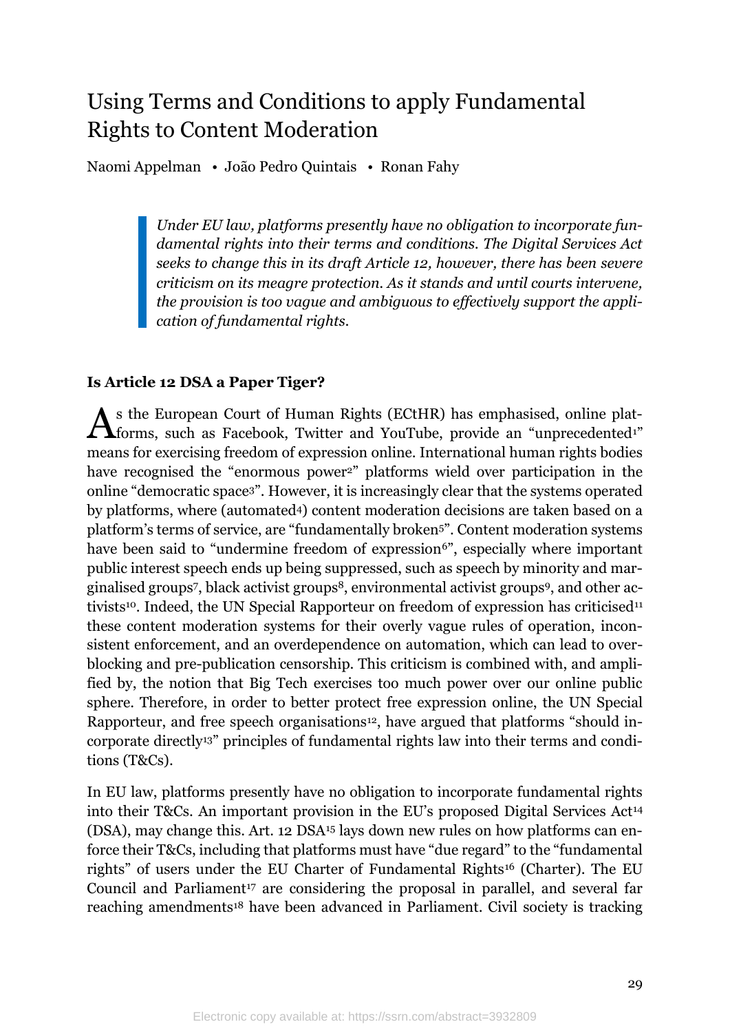# Using Terms and Conditions to apply Fundamental Rights to Content Moderation

Naomi Appelman • João Pedro Quintais • Ronan Fahy

> *Under EU law, platforms presently have no obligation to incorporate fundamental rights into their terms and conditions. The Digital Services Act seeks to change this in its draft Article 12, however, there has been severe criticism on its meagre protection. As it stands and until courts intervene, the provision is too vague and ambiguous to effectively support the application of fundamental rights.*

## Is Article 12 DSA a Paper Tiger?

As the European Court of Human Rights (ECtHR) has emphasised, online platforms, such as Facebook, Twitter and YouTube, provide an "unprecedented[1]" means for exercising freedom of expression online. International human rights bodies have recognised the "enormous power[2]" platforms wield over participation in the online "democratic space[3]". However, it is increasingly clear that the systems operated by platforms, where (automated[4]) content moderation decisions are taken based on a platform's terms of service, are "fundamentally broken[5]". Content moderation systems have been said to "undermine freedom of expression[6]", especially where important public interest speech ends up being suppressed, such as speech by minority and marginalised groups[7], black activist groups[8], environmental activist groups[9], and other activists[10]. Indeed, the UN Special Rapporteur on freedom of expression has criticised[11] these content moderation systems for their overly vague rules of operation, inconsistent enforcement, and an overdependence on automation, which can lead to overblocking and pre-publication censorship. This criticism is combined with, and amplified by, the notion that Big Tech exercises too much power over our online public sphere. Therefore, in order to better protect free expression online, the UN Special Rapporteur, and free speech organisations[12], have argued that platforms "should incorporate directly[13]" principles of fundamental rights law into their terms and conditions (T&Cs).

In EU law, platforms presently have no obligation to incorporate fundamental rights into their T&Cs. An important provision in the EU's proposed Digital Services Act[14] (DSA), may change this. Art. 12 DSA[15] lays down new rules on how platforms can enforce their T&Cs, including that platforms must have "due regard" to the "fundamental rights" of users under the EU Charter of Fundamental Rights[16] (Charter). The EU Council and Parliament[17] are considering the proposal in parallel, and several far reaching amendments[18] have been advanced in Parliament. Civil society is tracking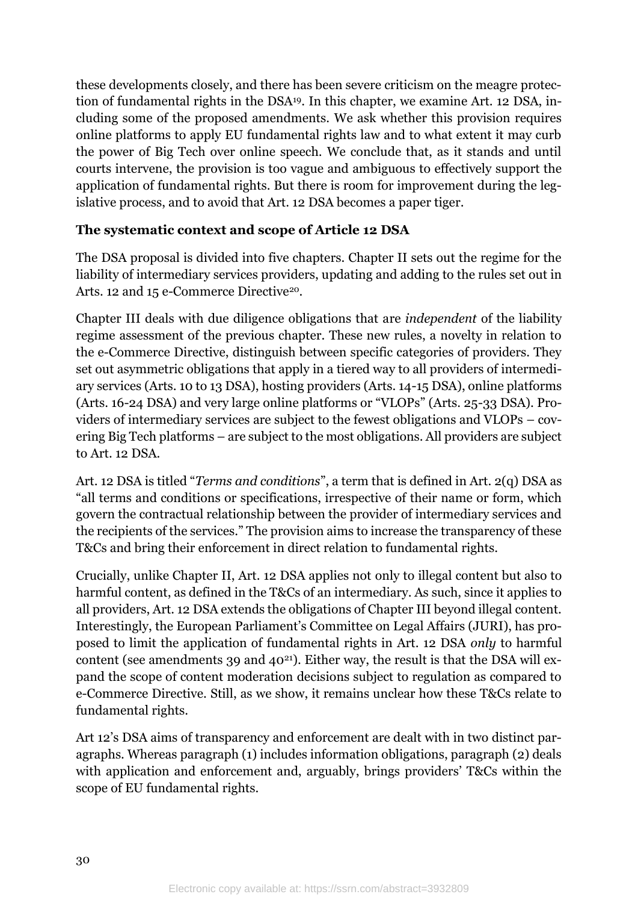these developments closely, and there has been severe criticism on the meagre protection of fundamental rights in the DSA[19]. In this chapter, we examine Art. 12 DSA, including some of the proposed amendments. We ask whether this provision requires online platforms to apply EU fundamental rights law and to what extent it may curb the power of Big Tech over online speech. We conclude that, as it stands and until courts intervene, the provision is too vague and ambiguous to effectively support the application of fundamental rights. But there is room for improvement during the legislative process, and to avoid that Art. 12 DSA becomes a paper tiger.

**The systematic context and scope of Article 12 DSA**

The DSA proposal is divided into five chapters. Chapter II sets out the regime for the liability of intermediary services providers, updating and adding to the rules set out in Arts. 12 and 15 e-Commerce Directive[20].

Chapter III deals with due diligence obligations that are *independent* of the liability regime assessment of the previous chapter. These new rules, a novelty in relation to the e-Commerce Directive, distinguish between specific categories of providers. They set out asymmetric obligations that apply in a tiered way to all providers of intermediary services (Arts. 10 to 13 DSA), hosting providers (Arts. 14-15 DSA), online platforms (Arts. 16-24 DSA) and very large online platforms or "VLOPs" (Arts. 25-33 DSA). Providers of intermediary services are subject to the fewest obligations and VLOPs – covering Big Tech platforms – are subject to the most obligations. All providers are subject to Art. 12 DSA.

Art. 12 DSA is titled "*Terms and conditions*", a term that is defined in Art. 2(q) DSA as "all terms and conditions or specifications, irrespective of their name or form, which govern the contractual relationship between the provider of intermediary services and the recipients of the services." The provision aims to increase the transparency of these T&Cs and bring their enforcement in direct relation to fundamental rights.

Crucially, unlike Chapter II, Art. 12 DSA applies not only to illegal content but also to harmful content, as defined in the T&Cs of an intermediary. As such, since it applies to all providers, Art. 12 DSA extends the obligations of Chapter III beyond illegal content. Interestingly, the European Parliament's Committee on Legal Affairs (JURI), has proposed to limit the application of fundamental rights in Art. 12 DSA *only* to harmful content (see amendments 39 and 40[21]). Either way, the result is that the DSA will expand the scope of content moderation decisions subject to regulation as compared to e-Commerce Directive. Still, as we show, it remains unclear how these T&Cs relate to fundamental rights.

Art 12's DSA aims of transparency and enforcement are dealt with in two distinct paragraphs. Whereas paragraph (1) includes information obligations, paragraph (2) deals with application and enforcement and, arguably, brings providers' T&Cs within the scope of EU fundamental rights.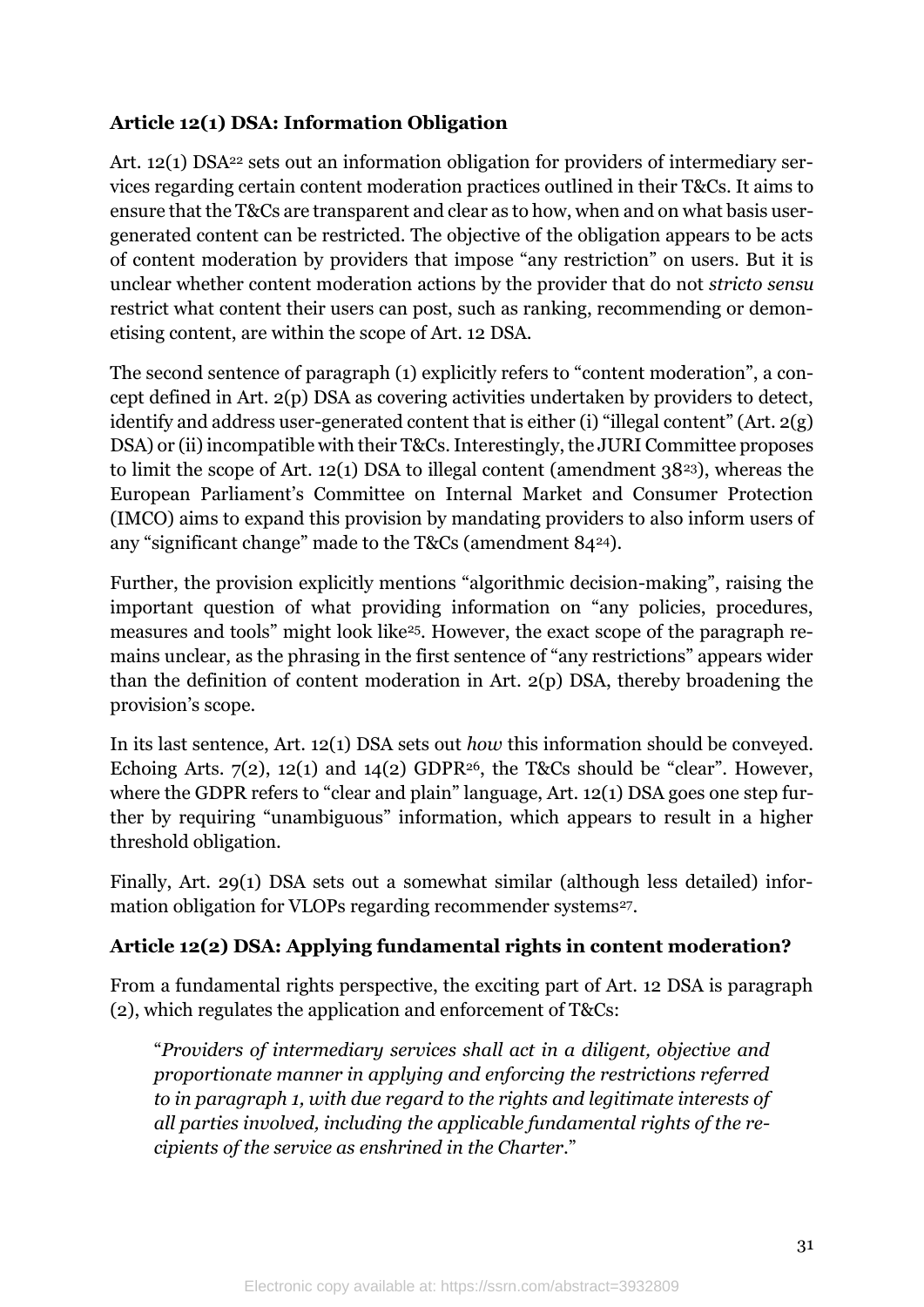**Article 12(1) DSA: Information Obligation**

Art. 12(1) DSA[22] sets out an information obligation for providers of intermediary services regarding certain content moderation practices outlined in their T&Cs. It aims to ensure that the T&Cs are transparent and clear as to how, when and on what basis user-generated content can be restricted. The objective of the obligation appears to be acts of content moderation by providers that impose "any restriction" on users. But it is unclear whether content moderation actions by the provider that do not *stricto sensu* restrict what content their users can post, such as ranking, recommending or demonetising content, are within the scope of Art. 12 DSA.

The second sentence of paragraph (1) explicitly refers to "content moderation", a concept defined in Art. 2(p) DSA as covering activities undertaken by providers to detect, identify and address user-generated content that is either (i) "illegal content" (Art. 2(g) DSA) or (ii) incompatible with their T&Cs. Interestingly, the JURI Committee proposes to limit the scope of Art. 12(1) DSA to illegal content (amendment 38[23]), whereas the European Parliament's Committee on Internal Market and Consumer Protection (IMCO) aims to expand this provision by mandating providers to also inform users of any "significant change" made to the T&Cs (amendment 84[24]).

Further, the provision explicitly mentions "algorithmic decision-making", raising the important question of what providing information on "any policies, procedures, measures and tools" might look like[25]. However, the exact scope of the paragraph remains unclear, as the phrasing in the first sentence of "any restrictions" appears wider than the definition of content moderation in Art. 2(p) DSA, thereby broadening the provision's scope.

In its last sentence, Art. 12(1) DSA sets out *how* this information should be conveyed. Echoing Arts. 7(2), 12(1) and 14(2) GDPR[26], the T&Cs should be "clear". However, where the GDPR refers to "clear and plain" language, Art. 12(1) DSA goes one step further by requiring "unambiguous" information, which appears to result in a higher threshold obligation.

Finally, Art. 29(1) DSA sets out a somewhat similar (although less detailed) information obligation for VLOPs regarding recommender systems[27].

**Article 12(2) DSA: Applying fundamental rights in content moderation?**

From a fundamental rights perspective, the exciting part of Art. 12 DSA is paragraph (2), which regulates the application and enforcement of T&Cs:

> "*Providers of intermediary services shall act in a diligent, objective and proportionate manner in applying and enforcing the restrictions referred to in paragraph 1, with due regard to the rights and legitimate interests of all parties involved, including the applicable fundamental rights of the recipients of the service as enshrined in the Charter.*"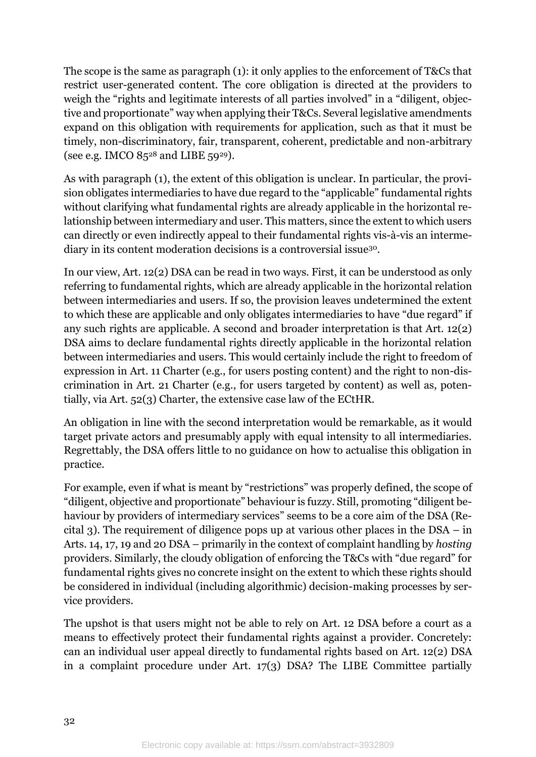The scope is the same as paragraph (1): it only applies to the enforcement of T&Cs that restrict user-generated content. The core obligation is directed at the providers to weigh the "rights and legitimate interests of all parties involved" in a "diligent, objective and proportionate" way when applying their T&Cs. Several legislative amendments expand on this obligation with requirements for application, such as that it must be timely, non-discriminatory, fair, transparent, coherent, predictable and non-arbitrary (see e.g. IMCO 85[28] and LIBE 59[29]).

As with paragraph (1), the extent of this obligation is unclear. In particular, the provision obligates intermediaries to have due regard to the "applicable" fundamental rights without clarifying what fundamental rights are already applicable in the horizontal relationship between intermediary and user. This matters, since the extent to which users can directly or even indirectly appeal to their fundamental rights vis-à-vis an intermediary in its content moderation decisions is a controversial issue[30].

In our view, Art. 12(2) DSA can be read in two ways. First, it can be understood as only referring to fundamental rights, which are already applicable in the horizontal relation between intermediaries and users. If so, the provision leaves undetermined the extent to which these are applicable and only obligates intermediaries to have "due regard" if any such rights are applicable. A second and broader interpretation is that Art. 12(2) DSA aims to declare fundamental rights directly applicable in the horizontal relation between intermediaries and users. This would certainly include the right to freedom of expression in Art. 11 Charter (e.g., for users posting content) and the right to non-discrimination in Art. 21 Charter (e.g., for users targeted by content) as well as, potentially, via Art. 52(3) Charter, the extensive case law of the ECtHR.

An obligation in line with the second interpretation would be remarkable, as it would target private actors and presumably apply with equal intensity to all intermediaries. Regrettably, the DSA offers little to no guidance on how to actualise this obligation in practice.

For example, even if what is meant by "restrictions" was properly defined, the scope of "diligent, objective and proportionate" behaviour is fuzzy. Still, promoting "diligent behaviour by providers of intermediary services" seems to be a core aim of the DSA (Recital 3). The requirement of diligence pops up at various other places in the DSA – in Arts. 14, 17, 19 and 20 DSA – primarily in the context of complaint handling by *hosting* providers. Similarly, the cloudy obligation of enforcing the T&Cs with "due regard" for fundamental rights gives no concrete insight on the extent to which these rights should be considered in individual (including algorithmic) decision-making processes by service providers.

The upshot is that users might not be able to rely on Art. 12 DSA before a court as a means to effectively protect their fundamental rights against a provider. Concretely: can an individual user appeal directly to fundamental rights based on Art. 12(2) DSA in a complaint procedure under Art. 17(3) DSA? The LIBE Committee partially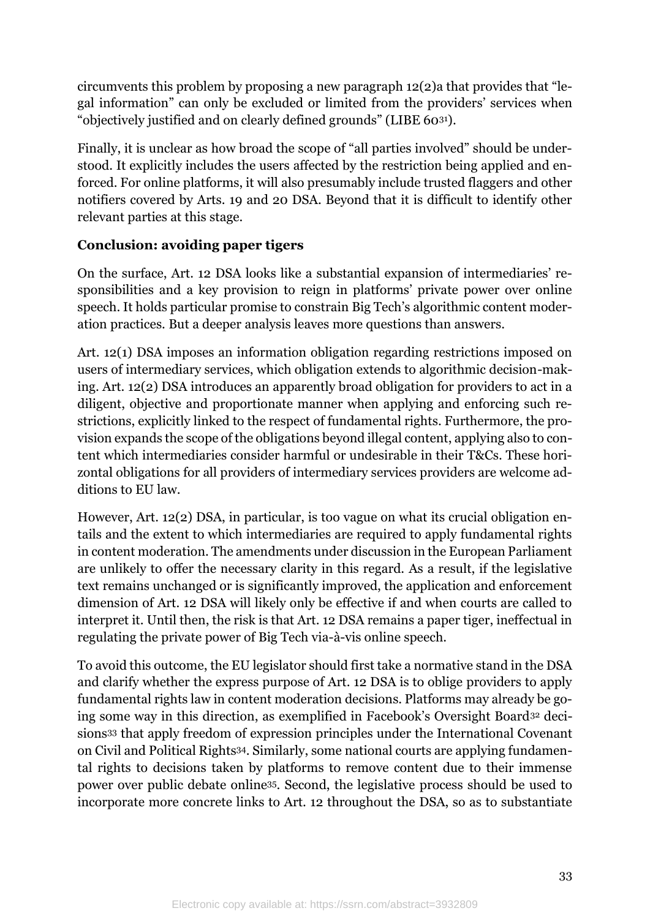circumvents this problem by proposing a new paragraph 12(2)a that provides that "legal information" can only be excluded or limited from the providers' services when "objectively justified and on clearly defined grounds" (LIBE 60[31]).

Finally, it is unclear as how broad the scope of "all parties involved" should be understood. It explicitly includes the users affected by the restriction being applied and enforced. For online platforms, it will also presumably include trusted flaggers and other notifiers covered by Arts. 19 and 20 DSA. Beyond that it is difficult to identify other relevant parties at this stage.

**Conclusion: avoiding paper tigers**

On the surface, Art. 12 DSA looks like a substantial expansion of intermediaries' responsibilities and a key provision to reign in platforms' private power over online speech. It holds particular promise to constrain Big Tech's algorithmic content moderation practices. But a deeper analysis leaves more questions than answers.

Art. 12(1) DSA imposes an information obligation regarding restrictions imposed on users of intermediary services, which obligation extends to algorithmic decision-making. Art. 12(2) DSA introduces an apparently broad obligation for providers to act in a diligent, objective and proportionate manner when applying and enforcing such restrictions, explicitly linked to the respect of fundamental rights. Furthermore, the provision expands the scope of the obligations beyond illegal content, applying also to content which intermediaries consider harmful or undesirable in their T&Cs. These horizontal obligations for all providers of intermediary services providers are welcome additions to EU law.

However, Art. 12(2) DSA, in particular, is too vague on what its crucial obligation entails and the extent to which intermediaries are required to apply fundamental rights in content moderation. The amendments under discussion in the European Parliament are unlikely to offer the necessary clarity in this regard. As a result, if the legislative text remains unchanged or is significantly improved, the application and enforcement dimension of Art. 12 DSA will likely only be effective if and when courts are called to interpret it. Until then, the risk is that Art. 12 DSA remains a paper tiger, ineffectual in regulating the private power of Big Tech via-à-vis online speech.

To avoid this outcome, the EU legislator should first take a normative stand in the DSA and clarify whether the express purpose of Art. 12 DSA is to oblige providers to apply fundamental rights law in content moderation decisions. Platforms may already be going some way in this direction, as exemplified in Facebook's Oversight Board[32] decisions[33] that apply freedom of expression principles under the International Covenant on Civil and Political Rights[34]. Similarly, some national courts are applying fundamental rights to decisions taken by platforms to remove content due to their immense power over public debate online[35]. Second, the legislative process should be used to incorporate more concrete links to Art. 12 throughout the DSA, so as to substantiate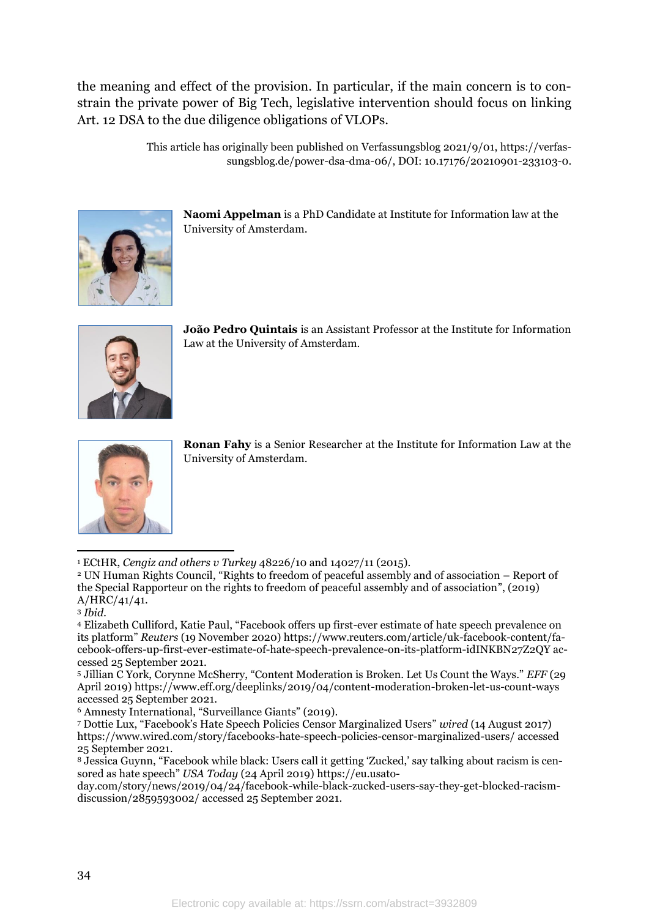the meaning and effect of the provision. In particular, if the main concern is to constrain the private power of Big Tech, legislative intervention should focus on linking Art. 12 DSA to the due diligence obligations of VLOPs.

This article has originally been published on Verfassungsblog 2021/9/01, https://verfassungsblog.de/power-dsa-dma-06/, DOI: 10.17176/20210901-233103-0.

**Naomi Appelman** is a PhD Candidate at Institute for Information law at the University of Amsterdam.

**João Pedro Quintais** is an Assistant Professor at the Institute for Information Law at the University of Amsterdam.

**Ronan Fahy** is a Senior Researcher at the Institute for Information Law at the University of Amsterdam.

---

[1] ECtHR, *Cengiz and others v Turkey* 48226/10 and 14027/11 (2015).

[2] UN Human Rights Council, "Rights to freedom of peaceful assembly and of association – Report of the Special Rapporteur on the rights to freedom of peaceful assembly and of association", (2019) A/HRC/41/41.

[3] *Ibid.*

[4] Elizabeth Culliford, Katie Paul, "Facebook offers up first-ever estimate of hate speech prevalence on its platform" *Reuters* (19 November 2020) https://www.reuters.com/article/uk-facebook-content/facebook-offers-up-first-ever-estimate-of-hate-speech-prevalence-on-its-platform-idINKBN27Z2QY accessed 25 September 2021.

[5] Jillian C York, Corynne McSherry, "Content Moderation is Broken. Let Us Count the Ways." *EFF* (29 April 2019) https://www.eff.org/deeplinks/2019/04/content-moderation-broken-let-us-count-ways accessed 25 September 2021.

[6] Amnesty International, "Surveillance Giants" (2019).

[7] Dottie Lux, "Facebook's Hate Speech Policies Censor Marginalized Users" *wired* (14 August 2017) https://www.wired.com/story/facebooks-hate-speech-policies-censor-marginalized-users/ accessed 25 September 2021.

[8] Jessica Guynn, "Facebook while black: Users call it getting 'Zucked,' say talking about racism is censored as hate speech" *USA Today* (24 April 2019) https://eu.usatoday.com/story/news/2019/04/24/facebook-while-black-zucked-users-say-they-get-blocked-racism-discussion/2859593002/ accessed 25 September 2021.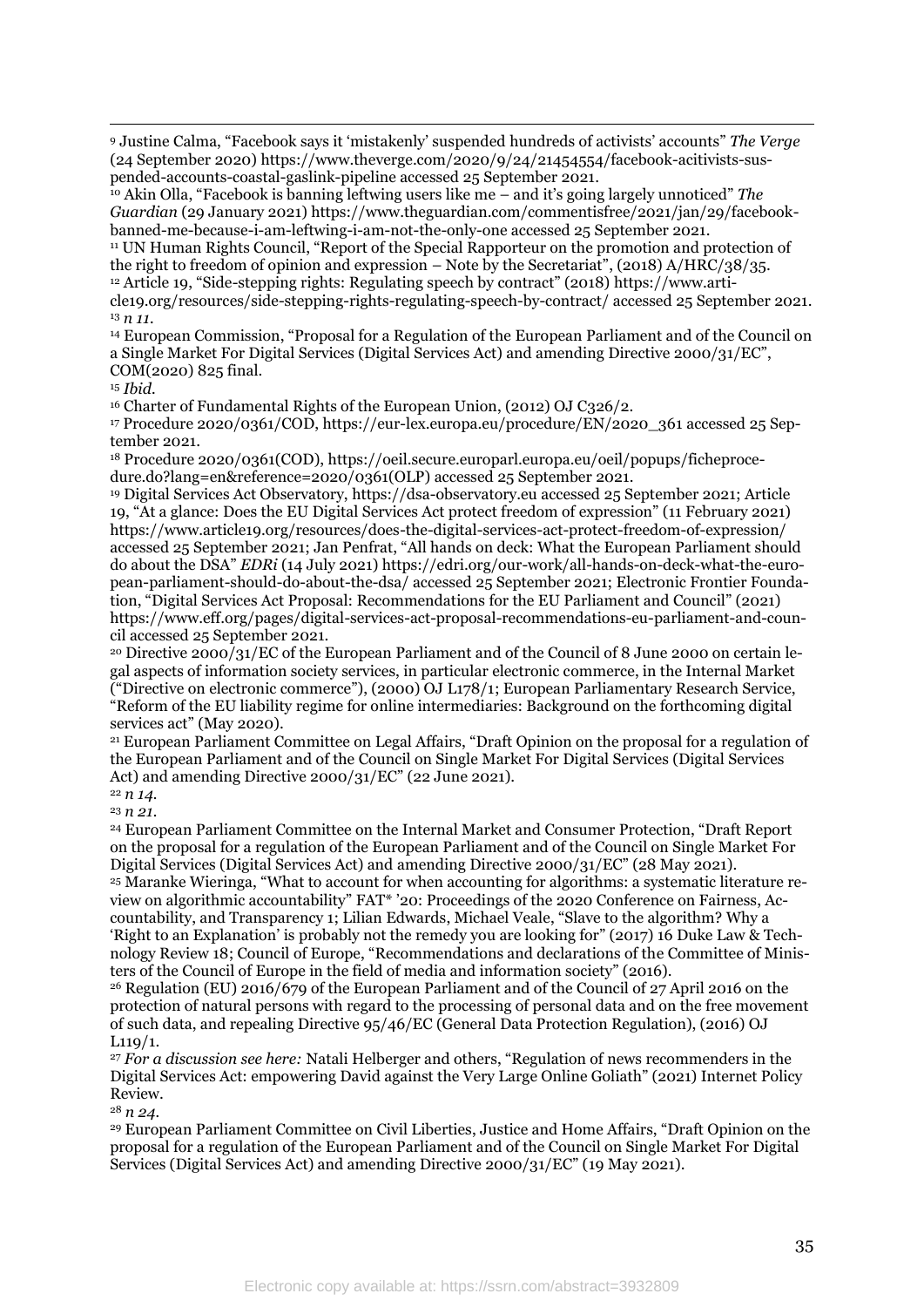[9] Justine Calma, "Facebook says it 'mistakenly' suspended hundreds of activists' accounts" *The Verge* (24 September 2020) https://www.theverge.com/2020/9/24/21454554/facebook-acitivists-suspended-accounts-coastal-gaslink-pipeline accessed 25 September 2021.

[10] Akin Olla, "Facebook is banning leftwing users like me – and it's going largely unnoticed" *The Guardian* (29 January 2021) https://www.theguardian.com/commentisfree/2021/jan/29/facebook-banned-me-because-i-am-leftwing-i-am-not-the-only-one accessed 25 September 2021.

[11] UN Human Rights Council, "Report of the Special Rapporteur on the promotion and protection of the right to freedom of opinion and expression – Note by the Secretariat", (2018) A/HRC/38/35.

[12] Article 19, "Side-stepping rights: Regulating speech by contract" (2018) https://www.article19.org/resources/side-stepping-rights-regulating-speech-by-contract/ accessed 25 September 2021.

[13] *n 11.*

[14] European Commission, "Proposal for a Regulation of the European Parliament and of the Council on a Single Market For Digital Services (Digital Services Act) and amending Directive 2000/31/EC", COM(2020) 825 final.

[15] *Ibid.*

[16] Charter of Fundamental Rights of the European Union, (2012) OJ C326/2.

[17] Procedure 2020/0361/COD, https://eur-lex.europa.eu/procedure/EN/2020_361 accessed 25 September 2021.

[18] Procedure 2020/0361(COD), https://oeil.secure.europarl.europa.eu/oeil/popups/ficheprocedure.do?lang=en&reference=2020/0361(OLP) accessed 25 September 2021.

[19] Digital Services Act Observatory, https://dsa-observatory.eu accessed 25 September 2021; Article 19, "At a glance: Does the EU Digital Services Act protect freedom of expression" (11 February 2021) https://www.article19.org/resources/does-the-digital-services-act-protect-freedom-of-expression/ accessed 25 September 2021; Jan Penfrat, "All hands on deck: What the European Parliament should do about the DSA" *EDRi* (14 July 2021) https://edri.org/our-work/all-hands-on-deck-what-the-european-parliament-should-do-about-the-dsa/ accessed 25 September 2021; Electronic Frontier Foundation, "Digital Services Act Proposal: Recommendations for the EU Parliament and Council" (2021) https://www.eff.org/pages/digital-services-act-proposal-recommendations-eu-parliament-and-council accessed 25 September 2021.

[20] Directive 2000/31/EC of the European Parliament and of the Council of 8 June 2000 on certain legal aspects of information society services, in particular electronic commerce, in the Internal Market ("Directive on electronic commerce"), (2000) OJ L178/1; European Parliamentary Research Service, "Reform of the EU liability regime for online intermediaries: Background on the forthcoming digital services act" (May 2020).

[21] European Parliament Committee on Legal Affairs, "Draft Opinion on the proposal for a regulation of the European Parliament and of the Council on Single Market For Digital Services (Digital Services Act) and amending Directive 2000/31/EC" (22 June 2021).

[22] *n 14.*

[23] *n 21.*

[24] European Parliament Committee on the Internal Market and Consumer Protection, "Draft Report on the proposal for a regulation of the European Parliament and of the Council on Single Market For Digital Services (Digital Services Act) and amending Directive 2000/31/EC" (28 May 2021).

[25] Maranke Wieringa, "What to account for when accounting for algorithms: a systematic literature review on algorithmic accountability" FAT* '20: Proceedings of the 2020 Conference on Fairness, Accountability, and Transparency 1; Lilian Edwards, Michael Veale, "Slave to the algorithm? Why a 'Right to an Explanation' is probably not the remedy you are looking for" (2017) 16 Duke Law & Technology Review 18; Council of Europe, "Recommendations and declarations of the Committee of Ministers of the Council of Europe in the field of media and information society" (2016).

[26] Regulation (EU) 2016/679 of the European Parliament and of the Council of 27 April 2016 on the protection of natural persons with regard to the processing of personal data and on the free movement of such data, and repealing Directive 95/46/EC (General Data Protection Regulation), (2016) OJ L119/1.

[27] *For a discussion see here:* Natali Helberger and others, "Regulation of news recommenders in the Digital Services Act: empowering David against the Very Large Online Goliath" (2021) Internet Policy Review.

[28] *n 24.*

[29] European Parliament Committee on Civil Liberties, Justice and Home Affairs, "Draft Opinion on the proposal for a regulation of the European Parliament and of the Council on Single Market For Digital Services (Digital Services Act) and amending Directive 2000/31/EC" (19 May 2021).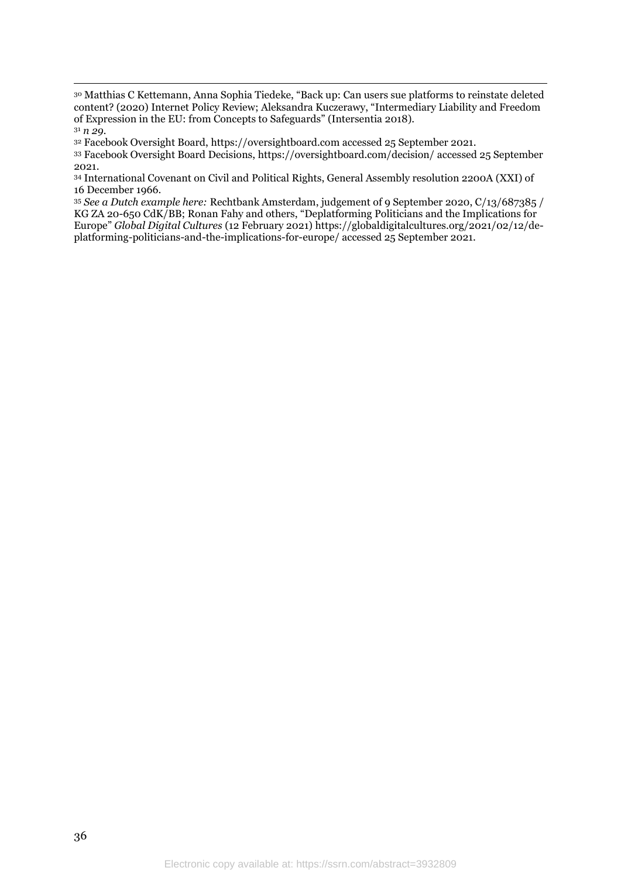[30] Matthias C Kettemann, Anna Sophia Tiedeke, "Back up: Can users sue platforms to reinstate deleted content? (2020) Internet Policy Review; Aleksandra Kuczerawy, "Intermediary Liability and Freedom of Expression in the EU: from Concepts to Safeguards" (Intersentia 2018).

[31] *n 29*.

[32] Facebook Oversight Board, https://oversightboard.com accessed 25 September 2021.

[33] Facebook Oversight Board Decisions, https://oversightboard.com/decision/ accessed 25 September 2021.

[34] International Covenant on Civil and Political Rights, General Assembly resolution 2200A (XXI) of 16 December 1966.

[35] *See a Dutch example here:* Rechtbank Amsterdam, judgement of 9 September 2020, C/13/687385 / KG ZA 20-650 CdK/BB; Ronan Fahy and others, "Deplatforming Politicians and the Implications for Europe" *Global Digital Cultures* (12 February 2021) https://globaldigitalcultures.org/2021/02/12/de-platforming-politicians-and-the-implications-for-europe/ accessed 25 September 2021.